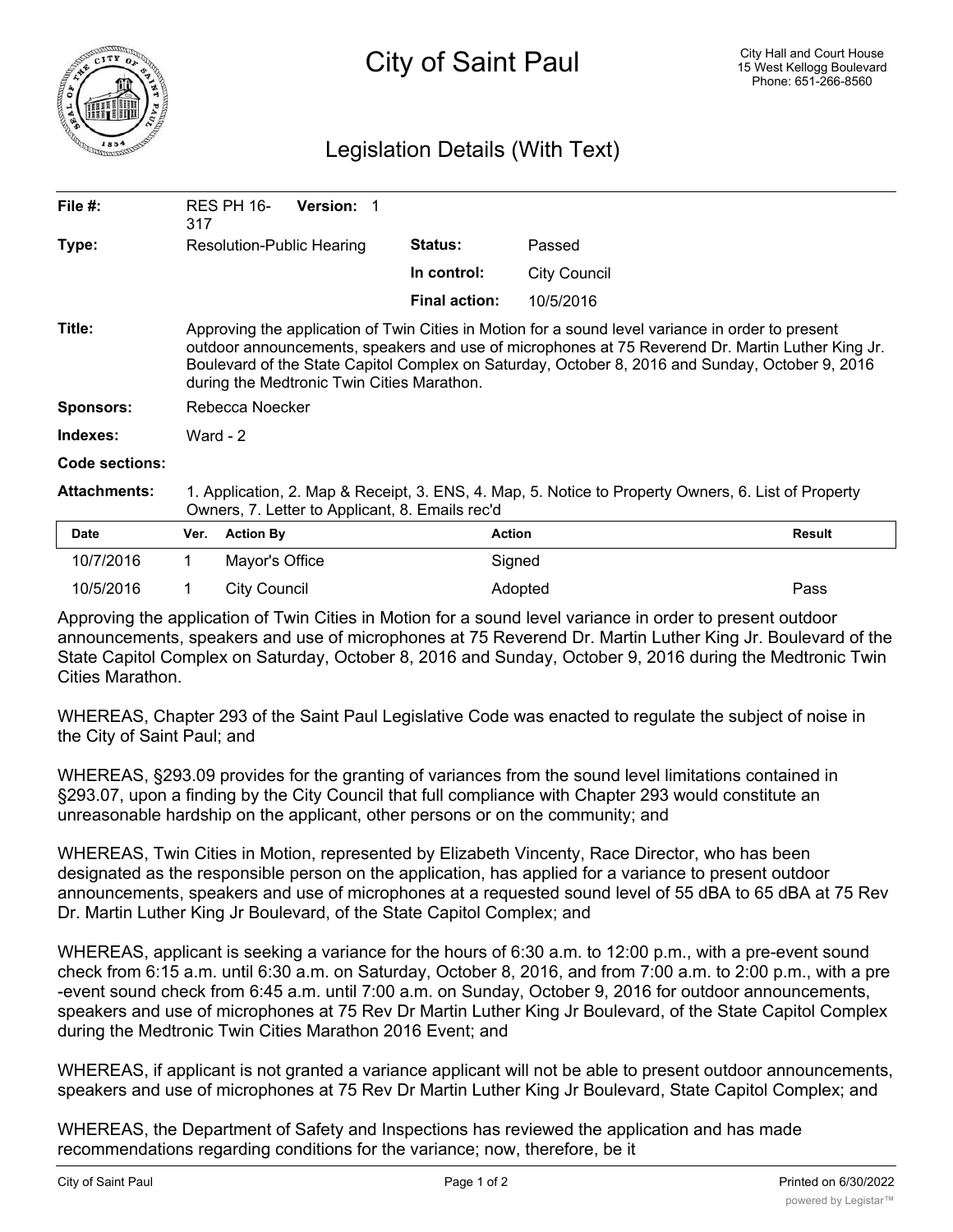# City of Saint Paul

City Hall and Court House
15 West Kellogg Boulevard
Phone: 651-266-8560

## Legislation Details (With Text)

| | | | |
|---|---|---|---|
| **File #:** | RES PH 16-317 **Version:** 1 | | |
| **Type:** | Resolution-Public Hearing | **Status:** | Passed |
| | | **In control:** | City Council |
| | | **Final action:** | 10/5/2016 |

**Title:** Approving the application of Twin Cities in Motion for a sound level variance in order to present outdoor announcements, speakers and use of microphones at 75 Reverend Dr. Martin Luther King Jr. Boulevard of the State Capitol Complex on Saturday, October 8, 2016 and Sunday, October 9, 2016 during the Medtronic Twin Cities Marathon.

**Sponsors:** Rebecca Noecker

**Indexes:** Ward - 2

**Code sections:**

**Attachments:** 1. Application, 2. Map & Receipt, 3. ENS, 4. Map, 5. Notice to Property Owners, 6. List of Property Owners, 7. Letter to Applicant, 8. Emails rec'd

| Date | Ver. | Action By | Action | Result |
|---|---|---|---|---|
| 10/7/2016 | 1 | Mayor's Office | Signed | |
| 10/5/2016 | 1 | City Council | Adopted | Pass |

Approving the application of Twin Cities in Motion for a sound level variance in order to present outdoor announcements, speakers and use of microphones at 75 Reverend Dr. Martin Luther King Jr. Boulevard of the State Capitol Complex on Saturday, October 8, 2016 and Sunday, October 9, 2016 during the Medtronic Twin Cities Marathon.

WHEREAS, Chapter 293 of the Saint Paul Legislative Code was enacted to regulate the subject of noise in the City of Saint Paul; and

WHEREAS, §293.09 provides for the granting of variances from the sound level limitations contained in §293.07, upon a finding by the City Council that full compliance with Chapter 293 would constitute an unreasonable hardship on the applicant, other persons or on the community; and

WHEREAS, Twin Cities in Motion, represented by Elizabeth Vincenty, Race Director, who has been designated as the responsible person on the application, has applied for a variance to present outdoor announcements, speakers and use of microphones at a requested sound level of 55 dBA to 65 dBA at 75 Rev Dr. Martin Luther King Jr Boulevard, of the State Capitol Complex; and

WHEREAS, applicant is seeking a variance for the hours of 6:30 a.m. to 12:00 p.m., with a pre-event sound check from 6:15 a.m. until 6:30 a.m. on Saturday, October 8, 2016, and from 7:00 a.m. to 2:00 p.m., with a pre-event sound check from 6:45 a.m. until 7:00 a.m. on Sunday, October 9, 2016 for outdoor announcements, speakers and use of microphones at 75 Rev Dr Martin Luther King Jr Boulevard, of the State Capitol Complex during the Medtronic Twin Cities Marathon 2016 Event; and

WHEREAS, if applicant is not granted a variance applicant will not be able to present outdoor announcements, speakers and use of microphones at 75 Rev Dr Martin Luther King Jr Boulevard, State Capitol Complex; and

WHEREAS, the Department of Safety and Inspections has reviewed the application and has made recommendations regarding conditions for the variance; now, therefore, be it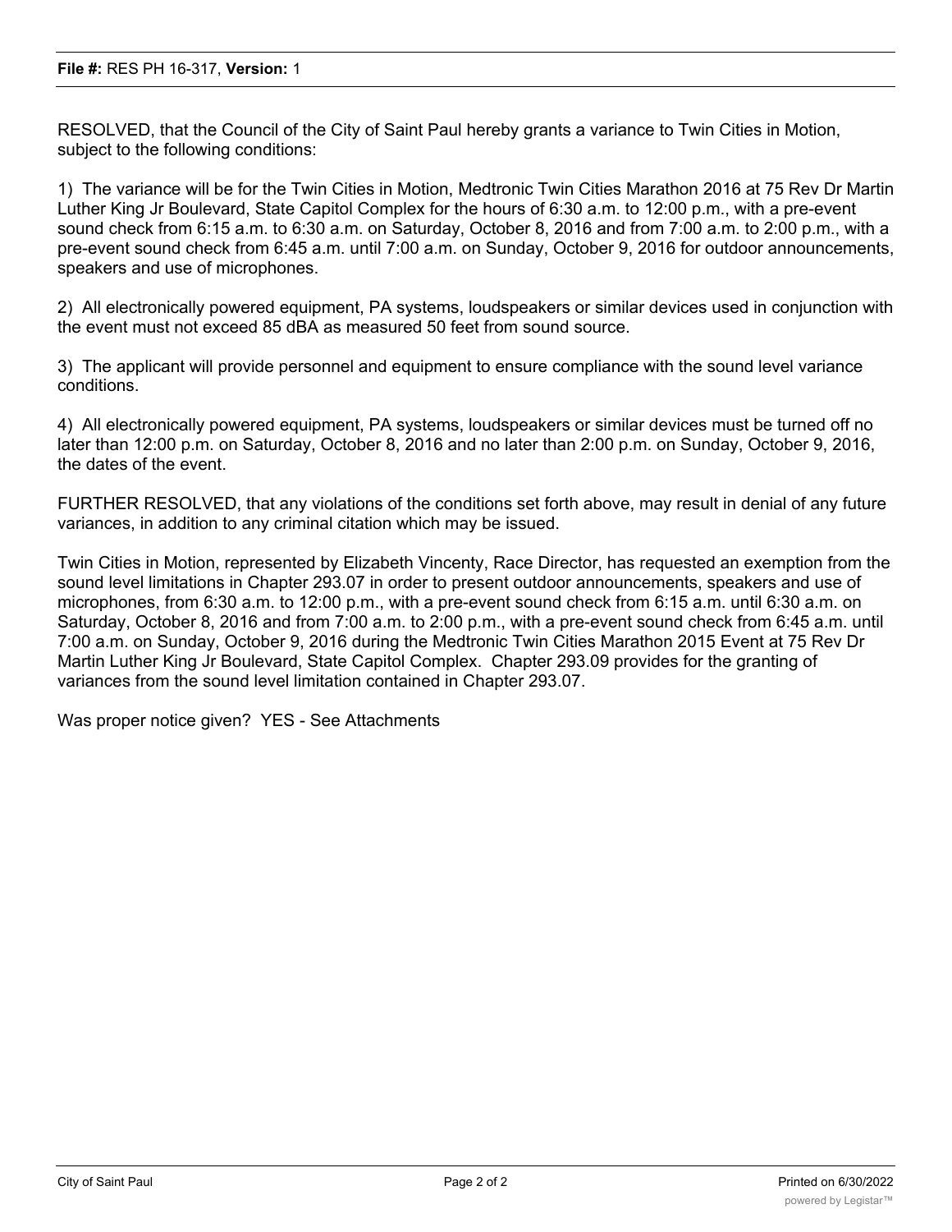RESOLVED, that the Council of the City of Saint Paul hereby grants a variance to Twin Cities in Motion, subject to the following conditions:

1) The variance will be for the Twin Cities in Motion, Medtronic Twin Cities Marathon 2016 at 75 Rev Dr Martin Luther King Jr Boulevard, State Capitol Complex for the hours of 6:30 a.m. to 12:00 p.m., with a pre-event sound check from 6:15 a.m. to 6:30 a.m. on Saturday, October 8, 2016 and from 7:00 a.m. to 2:00 p.m., with a pre-event sound check from 6:45 a.m. until 7:00 a.m. on Sunday, October 9, 2016 for outdoor announcements, speakers and use of microphones.

2) All electronically powered equipment, PA systems, loudspeakers or similar devices used in conjunction with the event must not exceed 85 dBA as measured 50 feet from sound source.

3) The applicant will provide personnel and equipment to ensure compliance with the sound level variance conditions.

4) All electronically powered equipment, PA systems, loudspeakers or similar devices must be turned off no later than 12:00 p.m. on Saturday, October 8, 2016 and no later than 2:00 p.m. on Sunday, October 9, 2016, the dates of the event.

FURTHER RESOLVED, that any violations of the conditions set forth above, may result in denial of any future variances, in addition to any criminal citation which may be issued.

Twin Cities in Motion, represented by Elizabeth Vincenty, Race Director, has requested an exemption from the sound level limitations in Chapter 293.07 in order to present outdoor announcements, speakers and use of microphones, from 6:30 a.m. to 12:00 p.m., with a pre-event sound check from 6:15 a.m. until 6:30 a.m. on Saturday, October 8, 2016 and from 7:00 a.m. to 2:00 p.m., with a pre-event sound check from 6:45 a.m. until 7:00 a.m. on Sunday, October 9, 2016 during the Medtronic Twin Cities Marathon 2015 Event at 75 Rev Dr Martin Luther King Jr Boulevard, State Capitol Complex. Chapter 293.09 provides for the granting of variances from the sound level limitation contained in Chapter 293.07.

Was proper notice given? YES - See Attachments